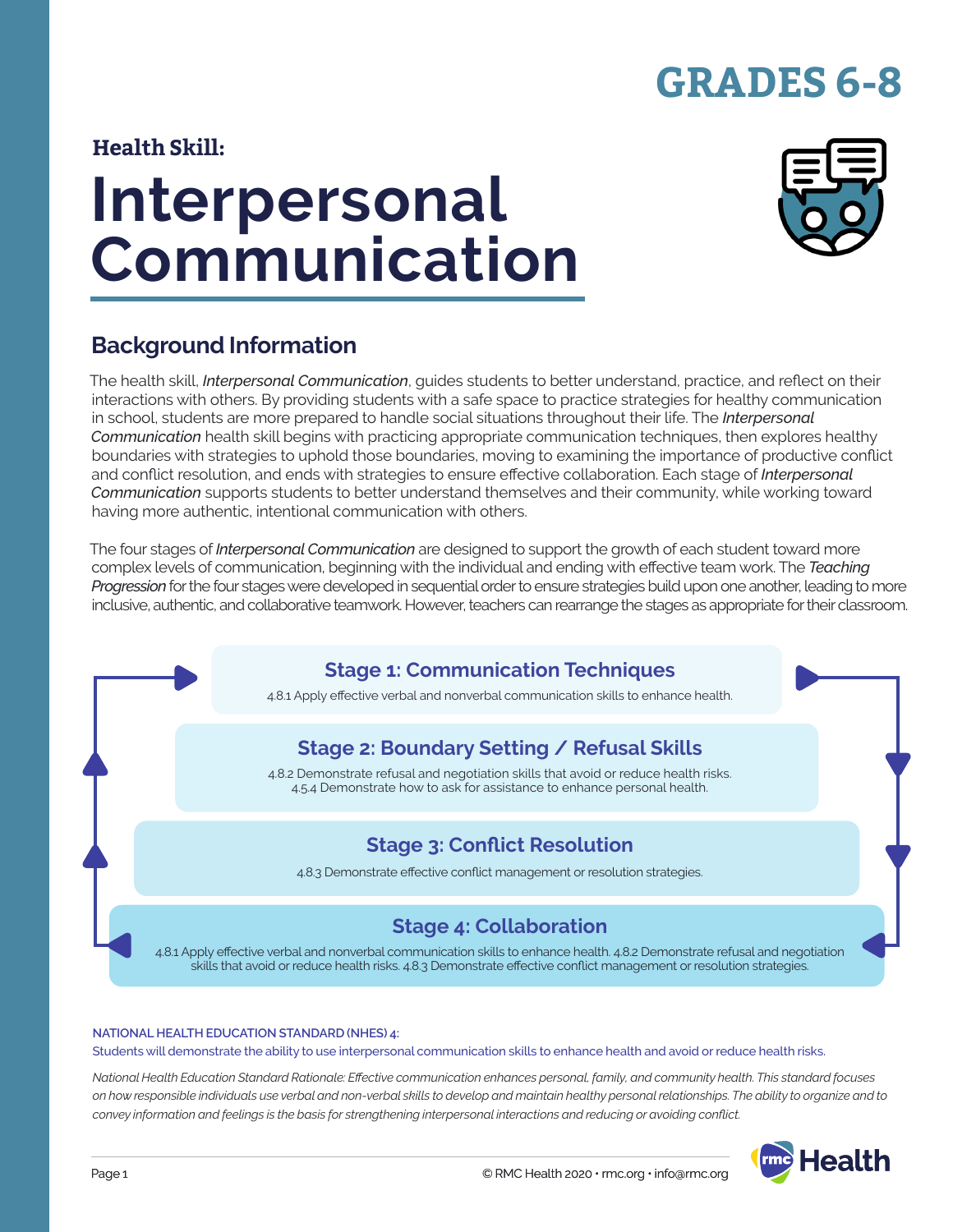# GRADES 6-8

**Health Skill:**

# Interpersonal Communication

## Background Information

The health skill, *Interpersonal Communication*, guides students to better understand, practice, and reflect on their interactions with others. By providing students with a safe space to practice strategies for healthy communication in school, students are more prepared to handle social situations throughout their life. The *Interpersonal Communication* health skill begins with practicing appropriate communication techniques, then explores healthy boundaries with strategies to uphold those boundaries, moving to examining the importance of productive conflict and conflict resolution, and ends with strategies to ensure effective collaboration. Each stage of *Interpersonal Communication* supports students to better understand themselves and their community, while working toward having more authentic, intentional communication with others.

The four stages of *Interpersonal Communication* are designed to support the growth of each student toward more complex levels of communication, beginning with the individual and ending with effective team work. The *Teaching Progression* for the four stages were developed in sequential order to ensure strategies build upon one another, leading to more inclusive, authentic, and collaborative teamwork. However, teachers can rearrange the stages as appropriate for their classroom.

### Stage 1: Communication Techniques

4.8.1 Apply effective verbal and nonverbal communication skills to enhance health.

### Stage 2: Boundary Setting / Refusal Skills

4.8.2 Demonstrate refusal and negotiation skills that avoid or reduce health risks.
4.5.4 Demonstrate how to ask for assistance to enhance personal health.

### Stage 3: Conflict Resolution

4.8.3 Demonstrate effective conflict management or resolution strategies.

### Stage 4: Collaboration

4.8.1 Apply effective verbal and nonverbal communication skills to enhance health. 4.8.2 Demonstrate refusal and negotiation skills that avoid or reduce health risks. 4.8.3 Demonstrate effective conflict management or resolution strategies.

**NATIONAL HEALTH EDUCATION STANDARD (NHES) 4:**
Students will demonstrate the ability to use interpersonal communication skills to enhance health and avoid or reduce health risks.

*National Health Education Standard Rationale: Effective communication enhances personal, family, and community health. This standard focuses on how responsible individuals use verbal and non-verbal skills to develop and maintain healthy personal relationships. The ability to organize and to convey information and feelings is the basis for strengthening interpersonal interactions and reducing or avoiding conflict.*

© RMC Health 2020 • rmc.org • info@rmc.org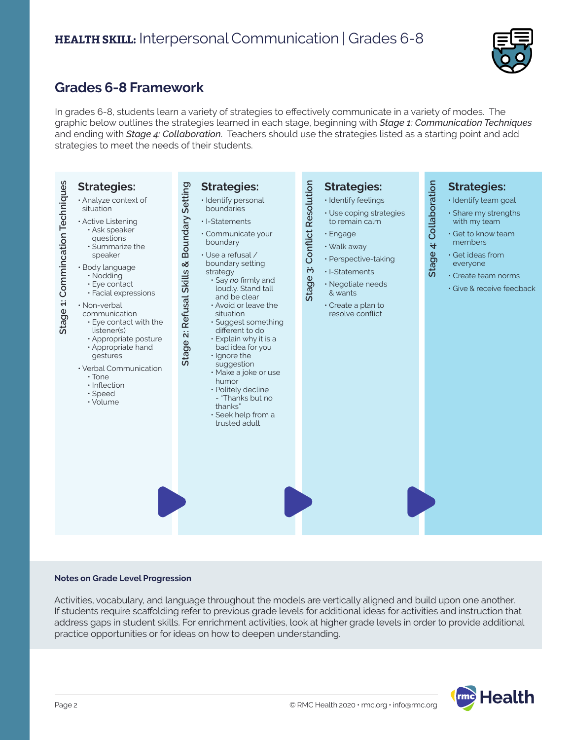# HEALTH SKILL: Interpersonal Communication | Grades 6-8

## Grades 6-8 Framework

In grades 6-8, students learn a variety of strategies to effectively communicate in a variety of modes. The graphic below outlines the strategies learned in each stage, beginning with ***Stage 1: Communication Techniques*** and ending with ***Stage 4: Collaboration***. Teachers should use the strategies listed as a starting point and add strategies to meet the needs of their students.

### Stage 1: Commincation Techniques

**Strategies:**

- Analyze context of situation
- Active Listening
  - Ask speaker questions
  - Summarize the speaker
- Body language
  - Nodding
  - Eye contact
  - Facial expressions
- Non-verbal communication
  - Eye contact with the listener(s)
  - Appropriate posture
  - Appropriate hand gestures
- Verbal Communication
  - Tone
  - Inflection
  - Speed
  - Volume

### Stage 2: Refusal Skills & Boundary Setting

**Strategies:**

- Identify personal boundaries
- I-Statements
- Communicate your boundary
- Use a refusal / boundary setting strategy
  - Say *no* firmly and loudly. Stand tall and be clear
  - Avoid or leave the situation
  - Suggest something different to do
  - Explain why it is a bad idea for you
  - Ignore the suggestion
  - Make a joke or use humor
  - Politely decline - "Thanks but no thanks"
  - Seek help from a trusted adult

### Stage 3: Conflict Resolution

**Strategies:**

- Identify feelings
- Use coping strategies to remain calm
- Engage
- Walk away
- Perspective-taking
- I-Statements
- Negotiate needs & wants
- Create a plan to resolve conflict

### Stage 4: Collaboration

**Strategies:**

- Identify team goal
- Share my strengths with my team
- Get to know team members
- Get ideas from everyone
- Create team norms
- Give & receive feedback

**Notes on Grade Level Progression**

Activities, vocabulary, and language throughout the models are vertically aligned and build upon one another. If students require scaffolding refer to previous grade levels for additional ideas for activities and instruction that address gaps in student skills. For enrichment activities, look at higher grade levels in order to provide additional practice opportunities or for ideas on how to deepen understanding.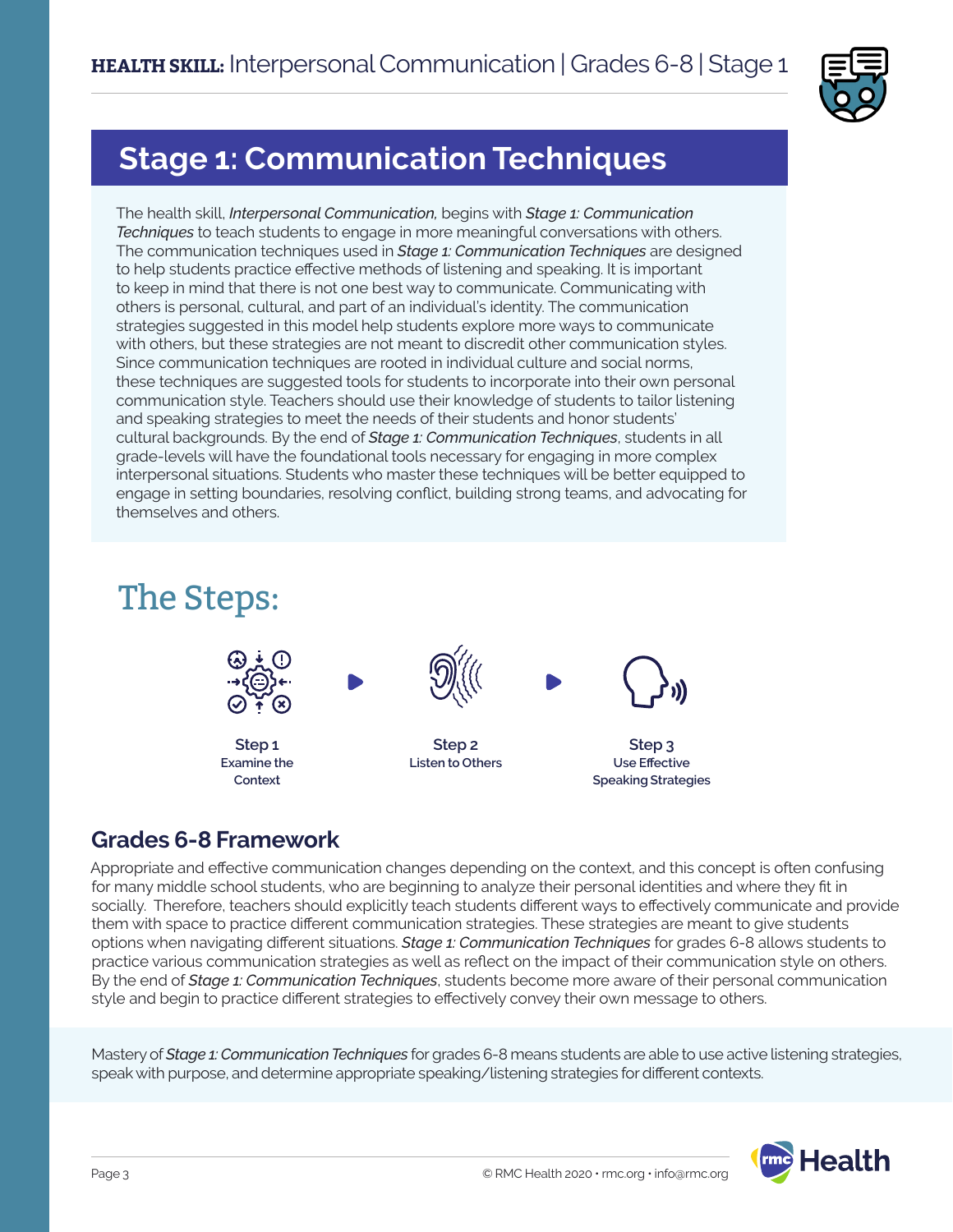# Stage 1: Communication Techniques

The health skill, *Interpersonal Communication,* begins with ***Stage 1: Communication Techniques*** to teach students to engage in more meaningful conversations with others. The communication techniques used in ***Stage 1: Communication Techniques*** are designed to help students practice effective methods of listening and speaking. It is important to keep in mind that there is not one best way to communicate. Communicating with others is personal, cultural, and part of an individual's identity. The communication strategies suggested in this model help students explore more ways to communicate with others, but these strategies are not meant to discredit other communication styles. Since communication techniques are rooted in individual culture and social norms, these techniques are suggested tools for students to incorporate into their own personal communication style. Teachers should use their knowledge of students to tailor listening and speaking strategies to meet the needs of their students and honor students' cultural backgrounds. By the end of ***Stage 1: Communication Techniques***, students in all grade-levels will have the foundational tools necessary for engaging in more complex interpersonal situations. Students who master these techniques will be better equipped to engage in setting boundaries, resolving conflict, building strong teams, and advocating for themselves and others.

## The Steps:

**Step 1**
Examine the Context

**Step 2**
Listen to Others

**Step 3**
Use Effective Speaking Strategies

## Grades 6-8 Framework

Appropriate and effective communication changes depending on the context, and this concept is often confusing for many middle school students, who are beginning to analyze their personal identities and where they fit in socially. Therefore, teachers should explicitly teach students different ways to effectively communicate and provide them with space to practice different communication strategies. These strategies are meant to give students options when navigating different situations. ***Stage 1: Communication Techniques*** for grades 6-8 allows students to practice various communication strategies as well as reflect on the impact of their communication style on others. By the end of ***Stage 1: Communication Techniques***, students become more aware of their personal communication style and begin to practice different strategies to effectively convey their own message to others.

Mastery of ***Stage 1: Communication Techniques*** for grades 6-8 means students are able to use active listening strategies, speak with purpose, and determine appropriate speaking/listening strategies for different contexts.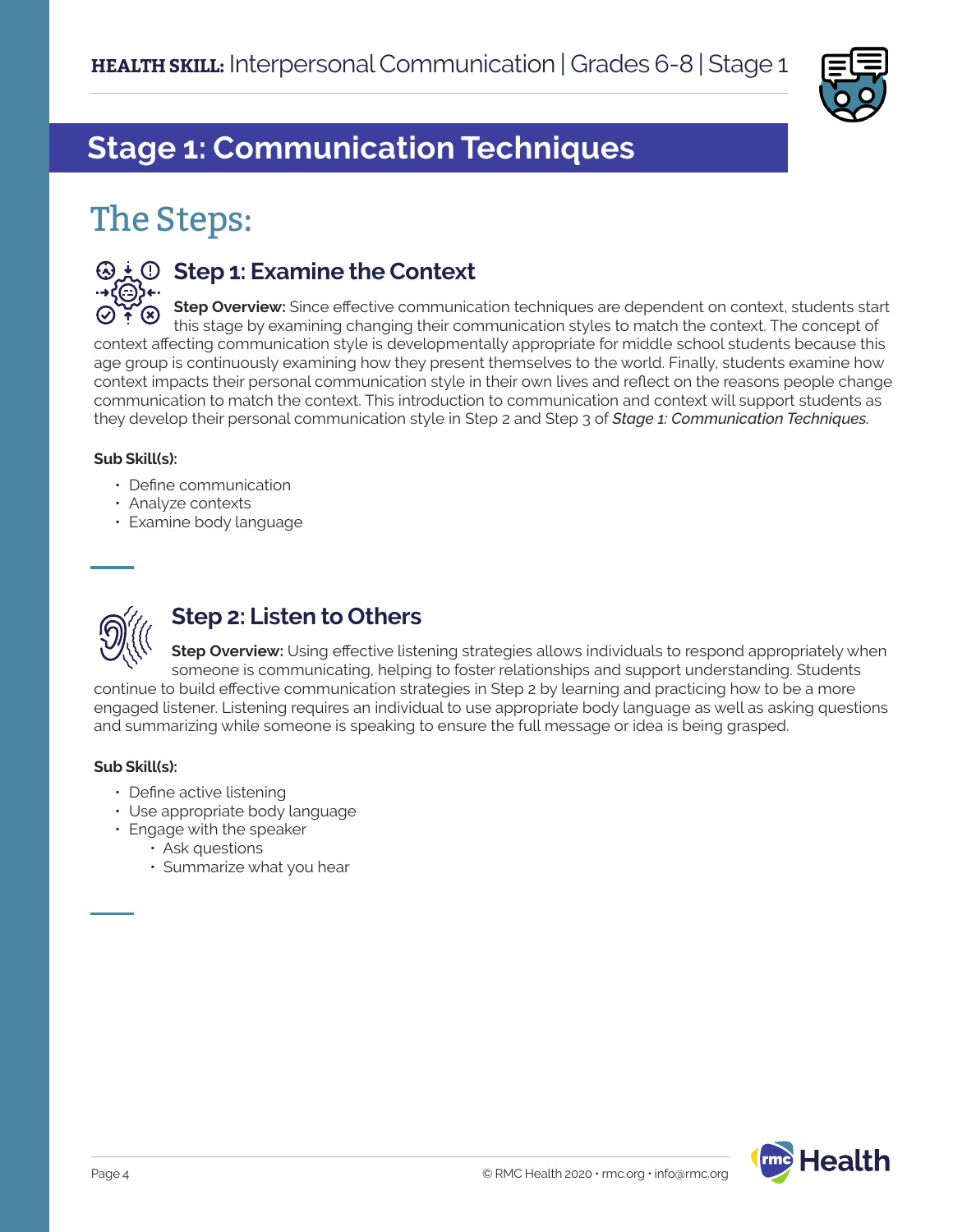## Stage 1: Communication Techniques

# The Steps:

### Step 1: Examine the Context

**Step Overview:** Since effective communication techniques are dependent on context, students start this stage by examining changing their communication styles to match the context. The concept of context affecting communication style is developmentally appropriate for middle school students because this age group is continuously examining how they present themselves to the world. Finally, students examine how context impacts their personal communication style in their own lives and reflect on the reasons people change communication to match the context. This introduction to communication and context will support students as they develop their personal communication style in Step 2 and Step 3 of ***Stage 1: Communication Techniques.***

**Sub Skill(s):**

- Define communication
- Analyze contexts
- Examine body language

### Step 2: Listen to Others

**Step Overview:** Using effective listening strategies allows individuals to respond appropriately when someone is communicating, helping to foster relationships and support understanding. Students continue to build effective communication strategies in Step 2 by learning and practicing how to be a more engaged listener. Listening requires an individual to use appropriate body language as well as asking questions and summarizing while someone is speaking to ensure the full message or idea is being grasped.

**Sub Skill(s):**

- Define active listening
- Use appropriate body language
- Engage with the speaker
  - Ask questions
  - Summarize what you hear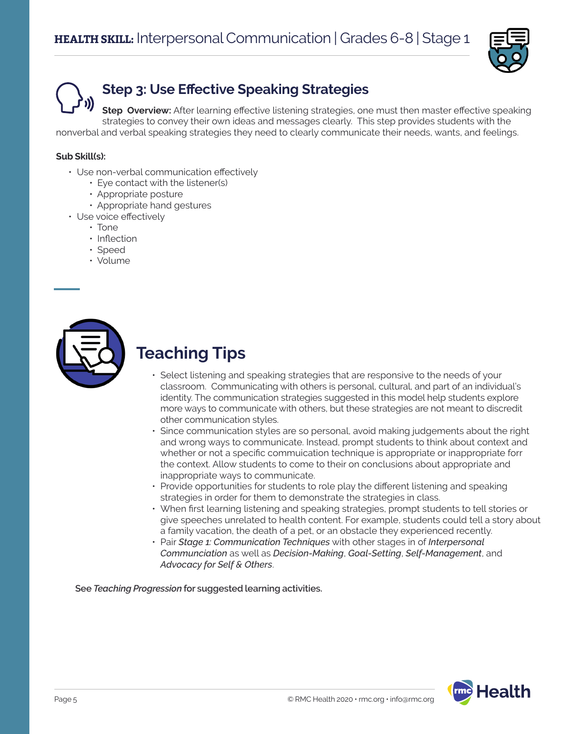## Step 3: Use Effective Speaking Strategies

**Step Overview:** After learning effective listening strategies, one must then master effective speaking strategies to convey their own ideas and messages clearly. This step provides students with the nonverbal and verbal speaking strategies they need to clearly communicate their needs, wants, and feelings.

**Sub Skill(s):**

- Use non-verbal communication effectively
  - Eye contact with the listener(s)
  - Appropriate posture
  - Appropriate hand gestures
- Use voice effectively
  - Tone
  - Inflection
  - Speed
  - Volume

## Teaching Tips

- Select listening and speaking strategies that are responsive to the needs of your classroom. Communicating with others is personal, cultural, and part of an individual's identity. The communication strategies suggested in this model help students explore more ways to communicate with others, but these strategies are not meant to discredit other communication styles.
- Since communication styles are so personal, avoid making judgements about the right and wrong ways to communicate. Instead, prompt students to think about context and whether or not a specific commuication technique is appropriate or inappropriate forr the context. Allow students to come to their on conclusions about appropriate and inappropriate ways to communicate.
- Provide opportunities for students to role play the different listening and speaking strategies in order for them to demonstrate the strategies in class.
- When first learning listening and speaking strategies, prompt students to tell stories or give speeches unrelated to health content. For example, students could tell a story about a family vacation, the death of a pet, or an obstacle they experienced recently.
- Pair *Stage 1: Communication Techniques* with other stages in of *Interpersonal Communciation* as well as *Decision-Making*, *Goal-Setting*, *Self-Management*, and *Advocacy for Self & Others*.

**See *Teaching Progression* for suggested learning activities.**